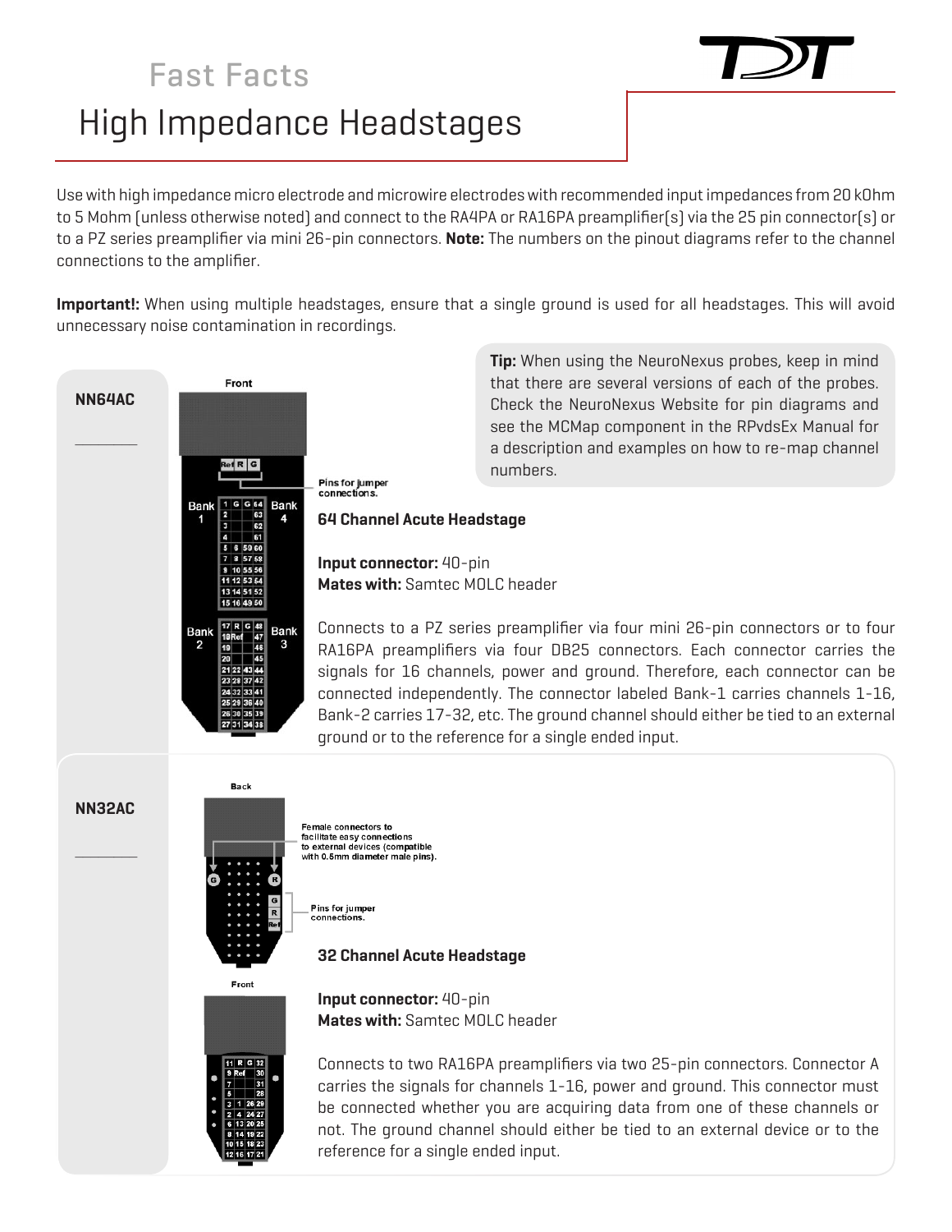Fast Facts

# High Impedance Headstages

Use with high impedance micro electrode and microwire electrodes with recommended input impedances from 20 kOhm to 5 Mohm (unless otherwise noted) and connect to the RA4PA or RA16PA preamplifier(s) via the 25 pin connector(s) or to a PZ series preamplifier via mini 26-pin connectors. **Note:** The numbers on the pinout diagrams refer to the channel connections to the amplifier.

**Important!:** When using multiple headstages, ensure that a single ground is used for all headstages. This will avoid unnecessary noise contamination in recordings.

## NN64AC

**Tip:** When using the NeuroNexus probes, keep in mind that there are several versions of each of the probes. Check the NeuroNexus Website for pin diagrams and see the MCMap component in the RPvdsEx Manual for a description and examples on how to re-map channel numbers.

Front

Ref R G

Pins for jumper connections.

Bank 1 / Bank 4 / Bank 2 / Bank 3

### 64 Channel Acute Headstage

**Input connector:** 40-pin
**Mates with:** Samtec MOLC header

Connects to a PZ series preamplifier via four mini 26-pin connectors or to four RA16PA preamplifiers via four DB25 connectors. Each connector carries the signals for 16 channels, power and ground. Therefore, each connector can be connected independently. The connector labeled Bank-1 carries channels 1-16, Bank-2 carries 17-32, etc. The ground channel should either be tied to an external ground or to the reference for a single ended input.

## NN32AC

Back

Female connectors to facilitate easy connections to external devices (compatible with 0.5mm diameter male pins).

Pins for jumper connections.

Front

### 32 Channel Acute Headstage

**Input connector:** 40-pin
**Mates with:** Samtec MOLC header

Connects to two RA16PA preamplifiers via two 25-pin connectors. Connector A carries the signals for channels 1-16, power and ground. This connector must be connected whether you are acquiring data from one of these channels or not. The ground channel should either be tied to an external device or to the reference for a single ended input.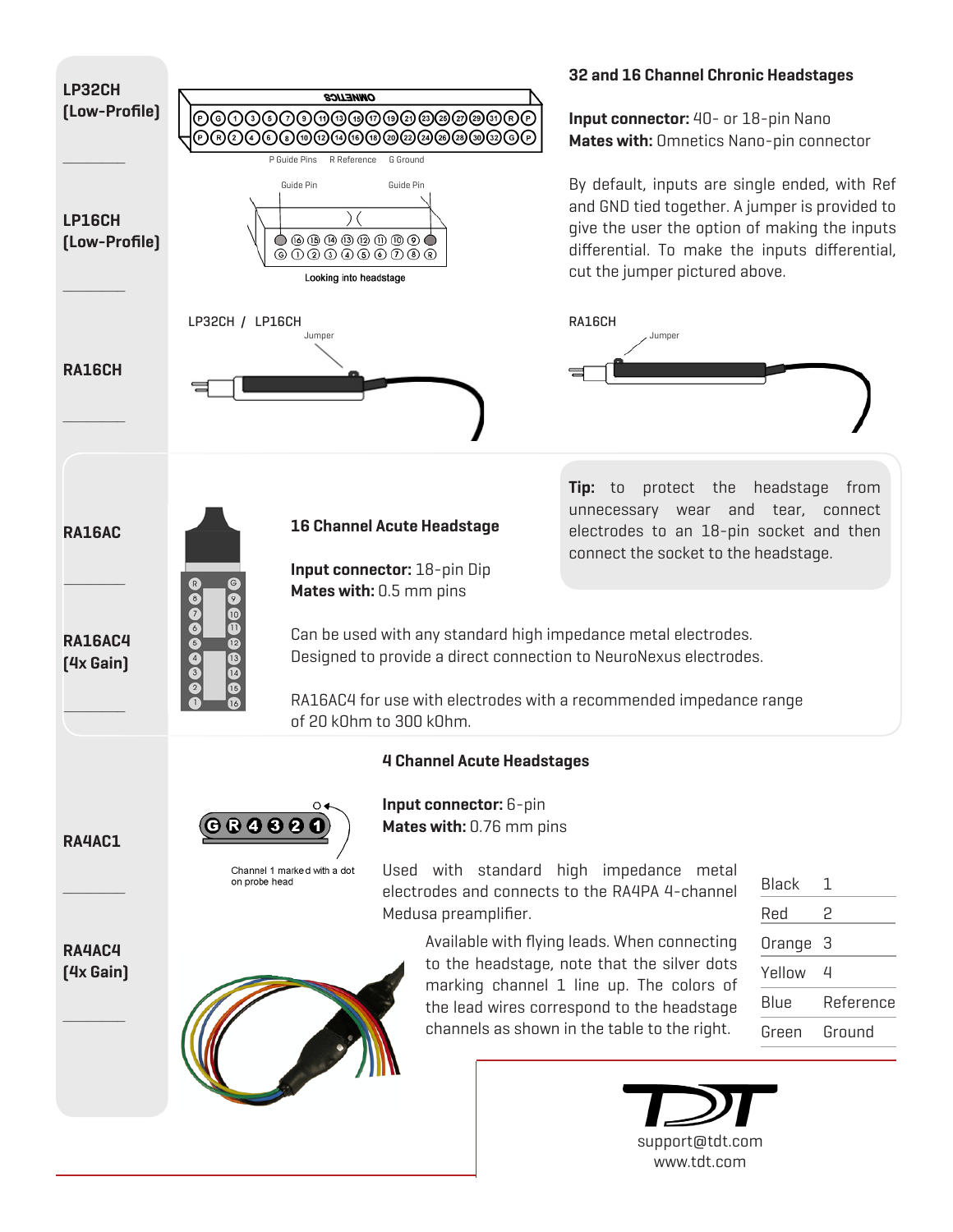LP32CH (Low-Profile)

LP16CH (Low-Profile)

RA16CH

## 32 and 16 Channel Chronic Headstages

**Input connector:** 40- or 18-pin Nano
**Mates with:** Omnetics Nano-pin connector

By default, inputs are single ended, with Ref and GND tied together. A jumper is provided to give the user the option of making the inputs differential. To make the inputs differential, cut the jumper pictured above.

P Guide Pins R Reference G Ground

Guide Pin

Guide Pin

Looking into headstage

LP32CH / LP16CH

Jumper

RA16CH

Jumper

RA16AC

RA16AC4 (4x Gain)

## 16 Channel Acute Headstage

**Input connector:** 18-pin Dip
**Mates with:** 0.5 mm pins

**Tip:** to protect the headstage from unnecessary wear and tear, connect electrodes to an 18-pin socket and then connect the socket to the headstage.

Can be used with any standard high impedance metal electrodes.
Designed to provide a direct connection to NeuroNexus electrodes.

RA16AC4 for use with electrodes with a recommended impedance range of 20 kOhm to 300 kOhm.

RA4AC1

RA4AC4 (4x Gain)

## 4 Channel Acute Headstages

**Input connector:** 6-pin
**Mates with:** 0.76 mm pins

Channel 1 marked with a dot on probe head

Used with standard high impedance metal electrodes and connects to the RA4PA 4-channel Medusa preamplifier.

Available with flying leads. When connecting to the headstage, note that the silver dots marking channel 1 line up. The colors of the lead wires correspond to the headstage channels as shown in the table to the right.

| | |
|---|---|
| Black | 1 |
| Red | 2 |
| Orange | 3 |
| Yellow | 4 |
| Blue | Reference |
| Green | Ground |

TDT
support@tdt.com
www.tdt.com